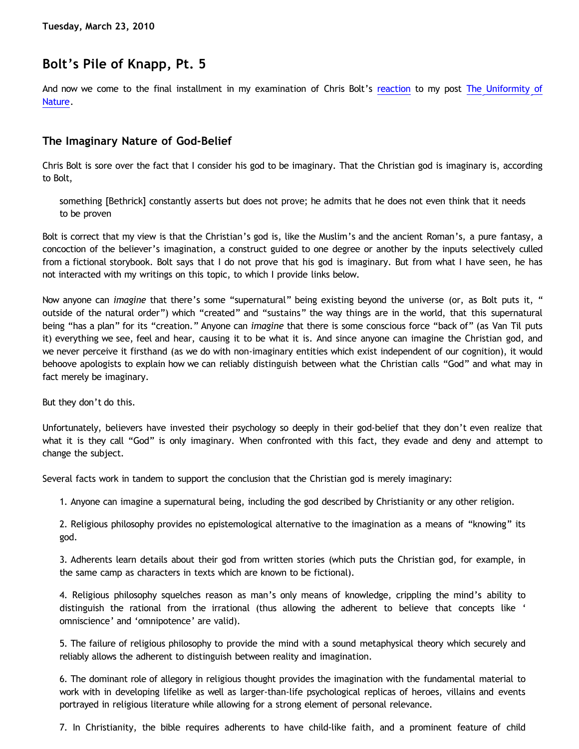**Tuesday, March 23, 2010**

# Bolt's Pile of Knapp, Pt. 5

And now we come to the final installment in my examination of Chris Bolt's reaction to my post The Uniformity of Nature.

## The Imaginary Nature of God-Belief

Chris Bolt is sore over the fact that I consider his god to be imaginary. That the Christian god is imaginary is, according to Bolt,

> something [Bethrick] constantly asserts but does not prove; he admits that he does not even think that it needs to be proven

Bolt is correct that my view is that the Christian's god is, like the Muslim's and the ancient Roman's, a pure fantasy, a concoction of the believer's imagination, a construct guided to one degree or another by the inputs selectively culled from a fictional storybook. Bolt says that I do not prove that his god is imaginary. But from what I have seen, he has not interacted with my writings on this topic, to which I provide links below.

Now anyone can *imagine* that there's some "supernatural" being existing beyond the universe (or, as Bolt puts it, "outside of the natural order") which "created" and "sustains" the way things are in the world, that this supernatural being "has a plan" for its "creation." Anyone can *imagine* that there is some conscious force "back of" (as Van Til puts it) everything we see, feel and hear, causing it to be what it is. And since anyone can imagine the Christian god, and we never perceive it firsthand (as we do with non-imaginary entities which exist independent of our cognition), it would behoove apologists to explain how we can reliably distinguish between what the Christian calls "God" and what may in fact merely be imaginary.

But they don't do this.

Unfortunately, believers have invested their psychology so deeply in their god-belief that they don't even realize that what it is they call "God" is only imaginary. When confronted with this fact, they evade and deny and attempt to change the subject.

Several facts work in tandem to support the conclusion that the Christian god is merely imaginary:

1. Anyone can imagine a supernatural being, including the god described by Christianity or any other religion.

2. Religious philosophy provides no epistemological alternative to the imagination as a means of "knowing" its god.

3. Adherents learn details about their god from written stories (which puts the Christian god, for example, in the same camp as characters in texts which are known to be fictional).

4. Religious philosophy squelches reason as man's only means of knowledge, crippling the mind's ability to distinguish the rational from the irrational (thus allowing the adherent to believe that concepts like 'omniscience' and 'omnipotence' are valid).

5. The failure of religious philosophy to provide the mind with a sound metaphysical theory which securely and reliably allows the adherent to distinguish between reality and imagination.

6. The dominant role of allegory in religious thought provides the imagination with the fundamental material to work with in developing lifelike as well as larger-than-life psychological replicas of heroes, villains and events portrayed in religious literature while allowing for a strong element of personal relevance.

7. In Christianity, the bible requires adherents to have child-like faith, and a prominent feature of child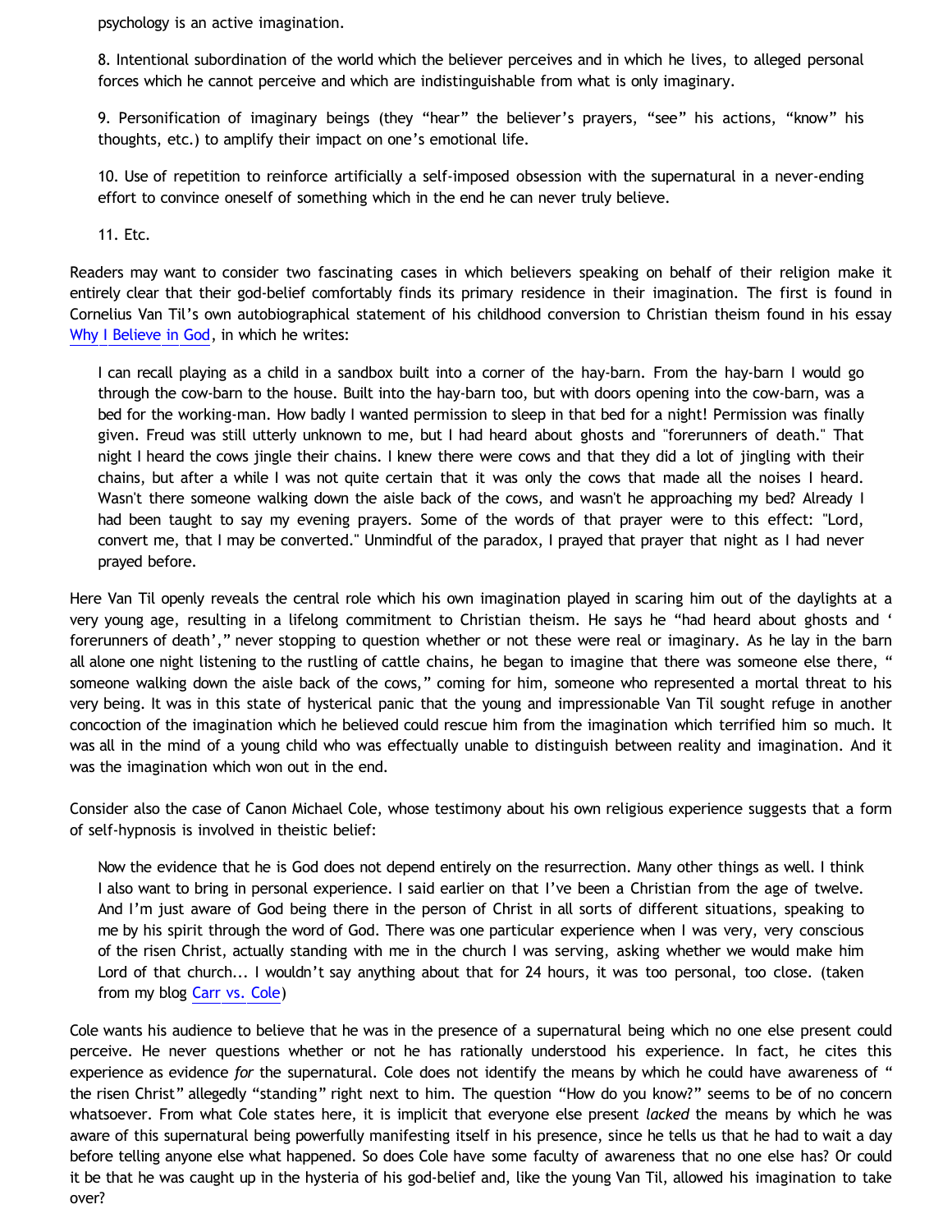psychology is an active imagination.

8. Intentional subordination of the world which the believer perceives and in which he lives, to alleged personal forces which he cannot perceive and which are indistinguishable from what is only imaginary.

9. Personification of imaginary beings (they "hear" the believer's prayers, "see" his actions, "know" his thoughts, etc.) to amplify their impact on one's emotional life.

10. Use of repetition to reinforce artificially a self-imposed obsession with the supernatural in a never-ending effort to convince oneself of something which in the end he can never truly believe.

11. Etc.

Readers may want to consider two fascinating cases in which believers speaking on behalf of their religion make it entirely clear that their god-belief comfortably finds its primary residence in their imagination. The first is found in Cornelius Van Til's own autobiographical statement of his childhood conversion to Christian theism found in his essay Why I Believe in God, in which he writes:

> I can recall playing as a child in a sandbox built into a corner of the hay-barn. From the hay-barn I would go through the cow-barn to the house. Built into the hay-barn too, but with doors opening into the cow-barn, was a bed for the working-man. How badly I wanted permission to sleep in that bed for a night! Permission was finally given. Freud was still utterly unknown to me, but I had heard about ghosts and "forerunners of death." That night I heard the cows jingle their chains. I knew there were cows and that they did a lot of jingling with their chains, but after a while I was not quite certain that it was only the cows that made all the noises I heard. Wasn't there someone walking down the aisle back of the cows, and wasn't he approaching my bed? Already I had been taught to say my evening prayers. Some of the words of that prayer were to this effect: "Lord, convert me, that I may be converted." Unmindful of the paradox, I prayed that prayer that night as I had never prayed before.

Here Van Til openly reveals the central role which his own imagination played in scaring him out of the daylights at a very young age, resulting in a lifelong commitment to Christian theism. He says he "had heard about ghosts and ' forerunners of death'," never stopping to question whether or not these were real or imaginary. As he lay in the barn all alone one night listening to the rustling of cattle chains, he began to imagine that there was someone else there, " someone walking down the aisle back of the cows," coming for him, someone who represented a mortal threat to his very being. It was in this state of hysterical panic that the young and impressionable Van Til sought refuge in another concoction of the imagination which he believed could rescue him from the imagination which terrified him so much. It was all in the mind of a young child who was effectually unable to distinguish between reality and imagination. And it was the imagination which won out in the end.

Consider also the case of Canon Michael Cole, whose testimony about his own religious experience suggests that a form of self-hypnosis is involved in theistic belief:

> Now the evidence that he is God does not depend entirely on the resurrection. Many other things as well. I think I also want to bring in personal experience. I said earlier on that I've been a Christian from the age of twelve. And I'm just aware of God being there in the person of Christ in all sorts of different situations, speaking to me by his spirit through the word of God. There was one particular experience when I was very, very conscious of the risen Christ, actually standing with me in the church I was serving, asking whether we would make him Lord of that church... I wouldn't say anything about that for 24 hours, it was too personal, too close. (taken from my blog Carr vs. Cole)

Cole wants his audience to believe that he was in the presence of a supernatural being which no one else present could perceive. He never questions whether or not he has rationally understood his experience. In fact, he cites this experience as evidence *for* the supernatural. Cole does not identify the means by which he could have awareness of " the risen Christ" allegedly "standing" right next to him. The question "How do you know?" seems to be of no concern whatsoever. From what Cole states here, it is implicit that everyone else present *lacked* the means by which he was aware of this supernatural being powerfully manifesting itself in his presence, since he tells us that he had to wait a day before telling anyone else what happened. So does Cole have some faculty of awareness that no one else has? Or could it be that he was caught up in the hysteria of his god-belief and, like the young Van Til, allowed his imagination to take over?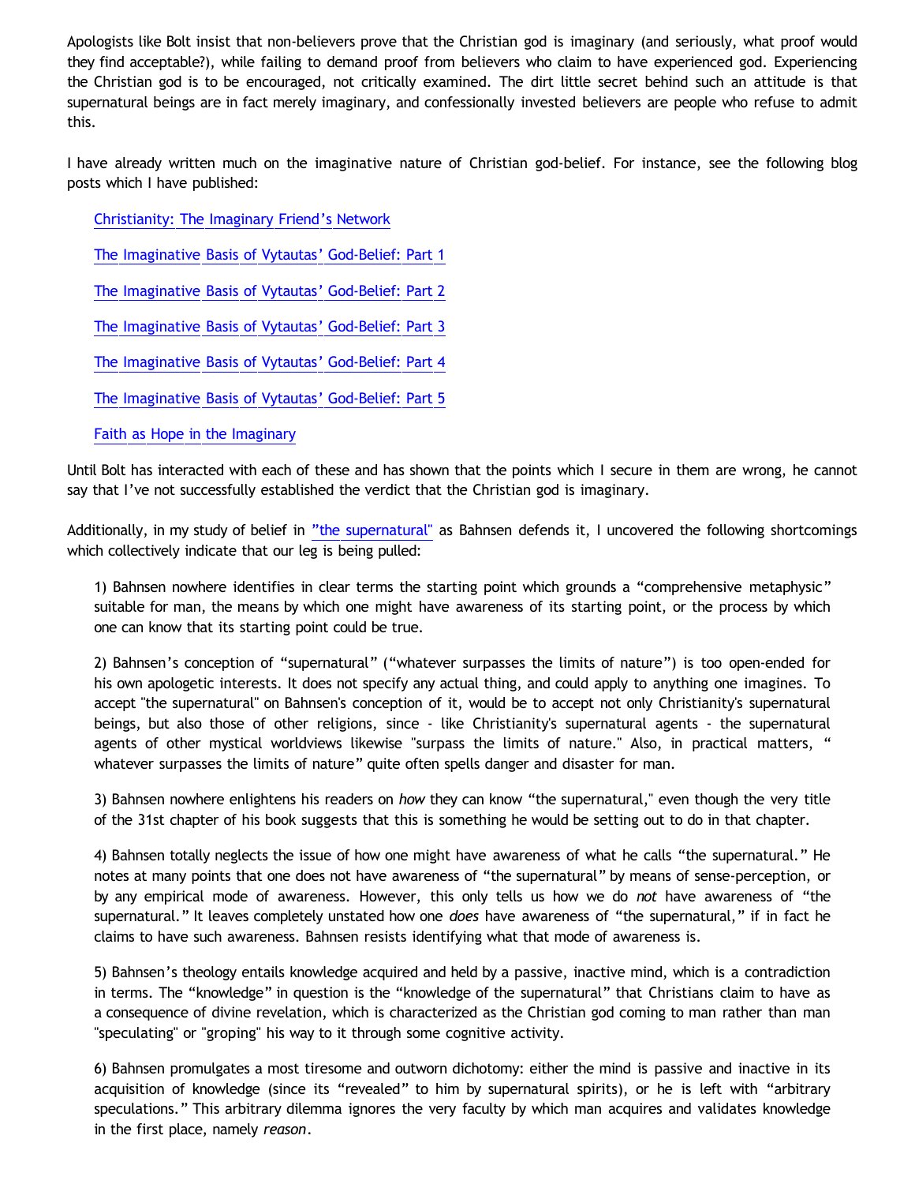Apologists like Bolt insist that non-believers prove that the Christian god is imaginary (and seriously, what proof would they find acceptable?), while failing to demand proof from believers who claim to have experienced god. Experiencing the Christian god is to be encouraged, not critically examined. The dirt little secret behind such an attitude is that supernatural beings are in fact merely imaginary, and confessionally invested believers are people who refuse to admit this.

I have already written much on the imaginative nature of Christian god-belief. For instance, see the following blog posts which I have published:

> [Christianity: The Imaginary Friend's Network]
>
> [The Imaginative Basis of Vytautas' God-Belief: Part 1]
>
> [The Imaginative Basis of Vytautas' God-Belief: Part 2]
>
> [The Imaginative Basis of Vytautas' God-Belief: Part 3]
>
> [The Imaginative Basis of Vytautas' God-Belief: Part 4]
>
> [The Imaginative Basis of Vytautas' God-Belief: Part 5]
>
> [Faith as Hope in the Imaginary]

Until Bolt has interacted with each of these and has shown that the points which I secure in them are wrong, he cannot say that I've not successfully established the verdict that the Christian god is imaginary.

Additionally, in my study of belief in ["the supernatural"] as Bahnsen defends it, I uncovered the following shortcomings which collectively indicate that our leg is being pulled:

> 1) Bahnsen nowhere identifies in clear terms the starting point which grounds a "comprehensive metaphysic" suitable for man, the means by which one might have awareness of its starting point, or the process by which one can know that its starting point could be true.
>
> 2) Bahnsen's conception of "supernatural" ("whatever surpasses the limits of nature") is too open-ended for his own apologetic interests. It does not specify any actual thing, and could apply to anything one imagines. To accept "the supernatural" on Bahnsen's conception of it, would be to accept not only Christianity's supernatural beings, but also those of other religions, since - like Christianity's supernatural agents - the supernatural agents of other mystical worldviews likewise "surpass the limits of nature." Also, in practical matters, " whatever surpasses the limits of nature" quite often spells danger and disaster for man.
>
> 3) Bahnsen nowhere enlightens his readers on *how* they can know "the supernatural," even though the very title of the 31st chapter of his book suggests that this is something he would be setting out to do in that chapter.
>
> 4) Bahnsen totally neglects the issue of how one might have awareness of what he calls "the supernatural." He notes at many points that one does not have awareness of "the supernatural" by means of sense-perception, or by any empirical mode of awareness. However, this only tells us how we do *not* have awareness of "the supernatural." It leaves completely unstated how one *does* have awareness of "the supernatural," if in fact he claims to have such awareness. Bahnsen resists identifying what that mode of awareness is.
>
> 5) Bahnsen's theology entails knowledge acquired and held by a passive, inactive mind, which is a contradiction in terms. The "knowledge" in question is the "knowledge of the supernatural" that Christians claim to have as a consequence of divine revelation, which is characterized as the Christian god coming to man rather than man "speculating" or "groping" his way to it through some cognitive activity.
>
> 6) Bahnsen promulgates a most tiresome and outworn dichotomy: either the mind is passive and inactive in its acquisition of knowledge (since its "revealed" to him by supernatural spirits), or he is left with "arbitrary speculations." This arbitrary dilemma ignores the very faculty by which man acquires and validates knowledge in the first place, namely *reason*.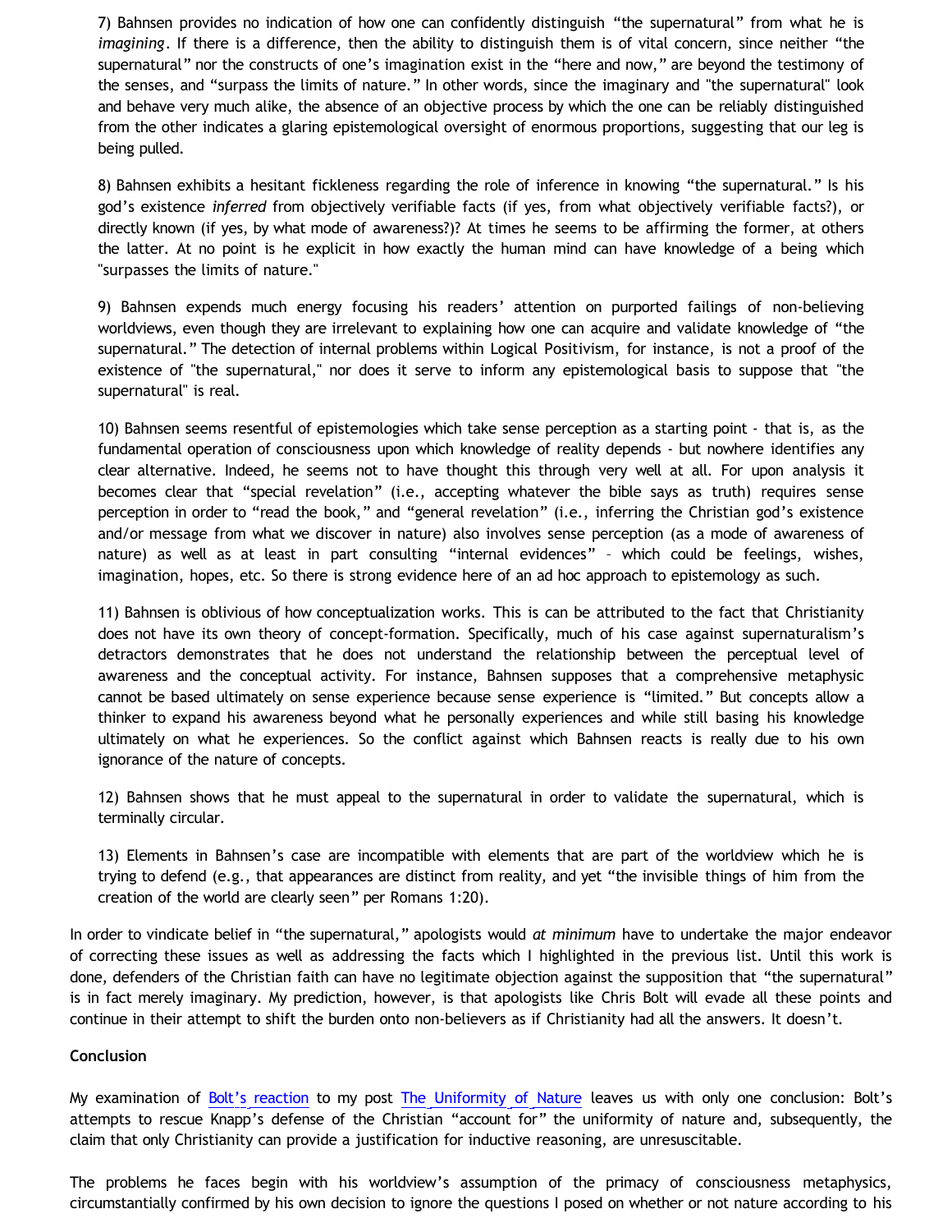7) Bahnsen provides no indication of how one can confidently distinguish “the supernatural” from what he is *imagining*. If there is a difference, then the ability to distinguish them is of vital concern, since neither “the supernatural” nor the constructs of one’s imagination exist in the “here and now,” are beyond the testimony of the senses, and “surpass the limits of nature.” In other words, since the imaginary and "the supernatural" look and behave very much alike, the absence of an objective process by which the one can be reliably distinguished from the other indicates a glaring epistemological oversight of enormous proportions, suggesting that our leg is being pulled.

8) Bahnsen exhibits a hesitant fickleness regarding the role of inference in knowing “the supernatural.” Is his god’s existence *inferred* from objectively verifiable facts (if yes, from what objectively verifiable facts?), or directly known (if yes, by what mode of awareness?)? At times he seems to be affirming the former, at others the latter. At no point is he explicit in how exactly the human mind can have knowledge of a being which "surpasses the limits of nature."

9) Bahnsen expends much energy focusing his readers’ attention on purported failings of non-believing worldviews, even though they are irrelevant to explaining how one can acquire and validate knowledge of “the supernatural.” The detection of internal problems within Logical Positivism, for instance, is not a proof of the existence of "the supernatural," nor does it serve to inform any epistemological basis to suppose that "the supernatural" is real.

10) Bahnsen seems resentful of epistemologies which take sense perception as a starting point - that is, as the fundamental operation of consciousness upon which knowledge of reality depends - but nowhere identifies any clear alternative. Indeed, he seems not to have thought this through very well at all. For upon analysis it becomes clear that “special revelation” (i.e., accepting whatever the bible says as truth) requires sense perception in order to “read the book,” and “general revelation” (i.e., inferring the Christian god’s existence and/or message from what we discover in nature) also involves sense perception (as a mode of awareness of nature) as well as at least in part consulting “internal evidences” – which could be feelings, wishes, imagination, hopes, etc. So there is strong evidence here of an ad hoc approach to epistemology as such.

11) Bahnsen is oblivious of how conceptualization works. This is can be attributed to the fact that Christianity does not have its own theory of concept-formation. Specifically, much of his case against supernaturalism’s detractors demonstrates that he does not understand the relationship between the perceptual level of awareness and the conceptual activity. For instance, Bahnsen supposes that a comprehensive metaphysic cannot be based ultimately on sense experience because sense experience is “limited.” But concepts allow a thinker to expand his awareness beyond what he personally experiences and while still basing his knowledge ultimately on what he experiences. So the conflict against which Bahnsen reacts is really due to his own ignorance of the nature of concepts.

12) Bahnsen shows that he must appeal to the supernatural in order to validate the supernatural, which is terminally circular.

13) Elements in Bahnsen’s case are incompatible with elements that are part of the worldview which he is trying to defend (e.g., that appearances are distinct from reality, and yet “the invisible things of him from the creation of the world are clearly seen” per Romans 1:20).

In order to vindicate belief in “the supernatural,” apologists would *at minimum* have to undertake the major endeavor of correcting these issues as well as addressing the facts which I highlighted in the previous list. Until this work is done, defenders of the Christian faith can have no legitimate objection against the supposition that “the supernatural” is in fact merely imaginary. My prediction, however, is that apologists like Chris Bolt will evade all these points and continue in their attempt to shift the burden onto non-believers as if Christianity had all the answers. It doesn’t.

**Conclusion**

My examination of Bolt’s reaction to my post The Uniformity of Nature leaves us with only one conclusion: Bolt’s attempts to rescue Knapp’s defense of the Christian “account for” the uniformity of nature and, subsequently, the claim that only Christianity can provide a justification for inductive reasoning, are unresuscitable.

The problems he faces begin with his worldview’s assumption of the primacy of consciousness metaphysics, circumstantially confirmed by his own decision to ignore the questions I posed on whether or not nature according to his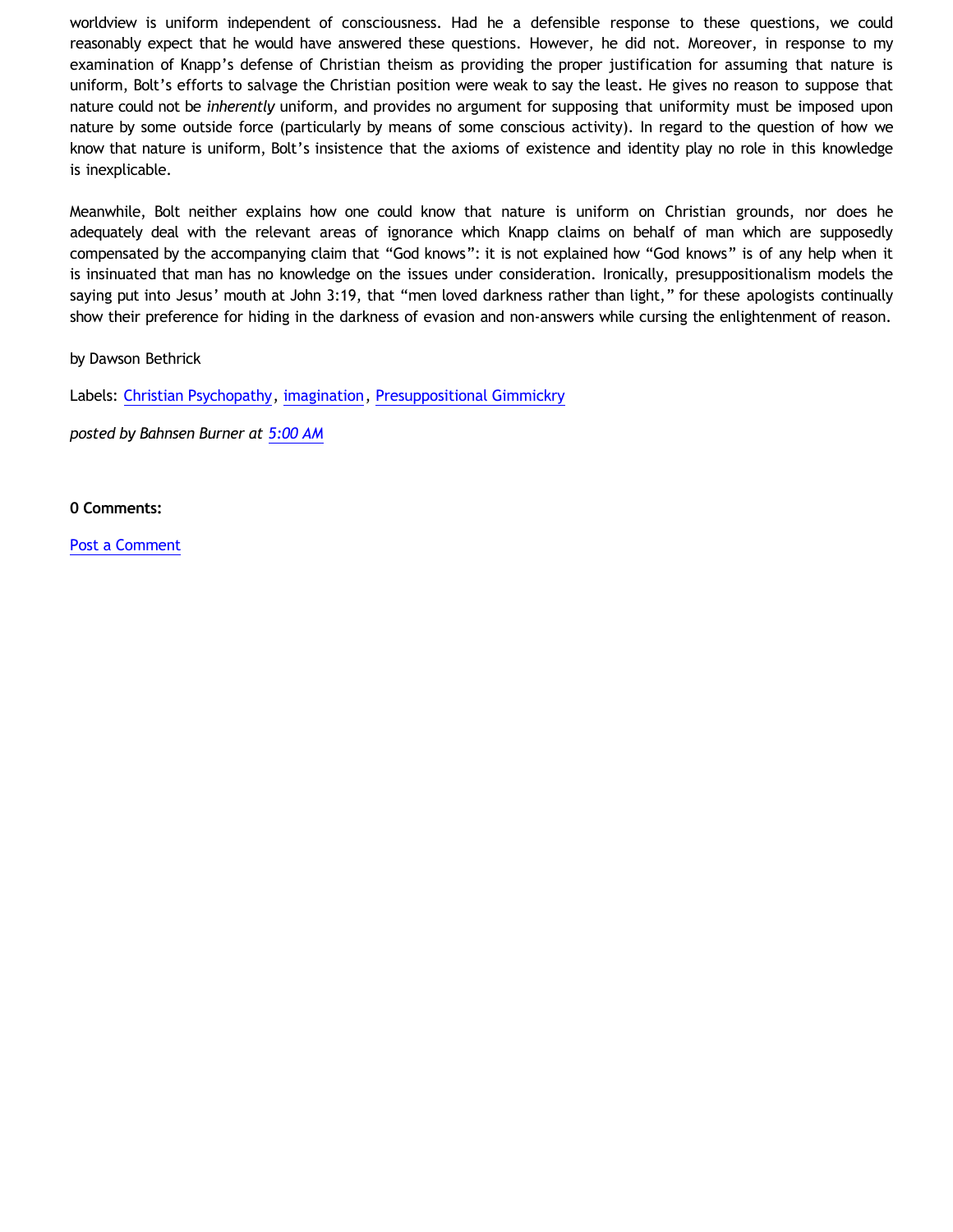worldview is uniform independent of consciousness. Had he a defensible response to these questions, we could reasonably expect that he would have answered these questions. However, he did not. Moreover, in response to my examination of Knapp's defense of Christian theism as providing the proper justification for assuming that nature is uniform, Bolt's efforts to salvage the Christian position were weak to say the least. He gives no reason to suppose that nature could not be *inherently* uniform, and provides no argument for supposing that uniformity must be imposed upon nature by some outside force (particularly by means of some conscious activity). In regard to the question of how we know that nature is uniform, Bolt's insistence that the axioms of existence and identity play no role in this knowledge is inexplicable.

Meanwhile, Bolt neither explains how one could know that nature is uniform on Christian grounds, nor does he adequately deal with the relevant areas of ignorance which Knapp claims on behalf of man which are supposedly compensated by the accompanying claim that "God knows": it is not explained how "God knows" is of any help when it is insinuated that man has no knowledge on the issues under consideration. Ironically, presuppositionalism models the saying put into Jesus' mouth at John 3:19, that "men loved darkness rather than light," for these apologists continually show their preference for hiding in the darkness of evasion and non-answers while cursing the enlightenment of reason.

by Dawson Bethrick

Labels: Christian Psychopathy, imagination, Presuppositional Gimmickry

*posted by Bahnsen Burner at 5:00 AM*

**0 Comments:**

Post a Comment